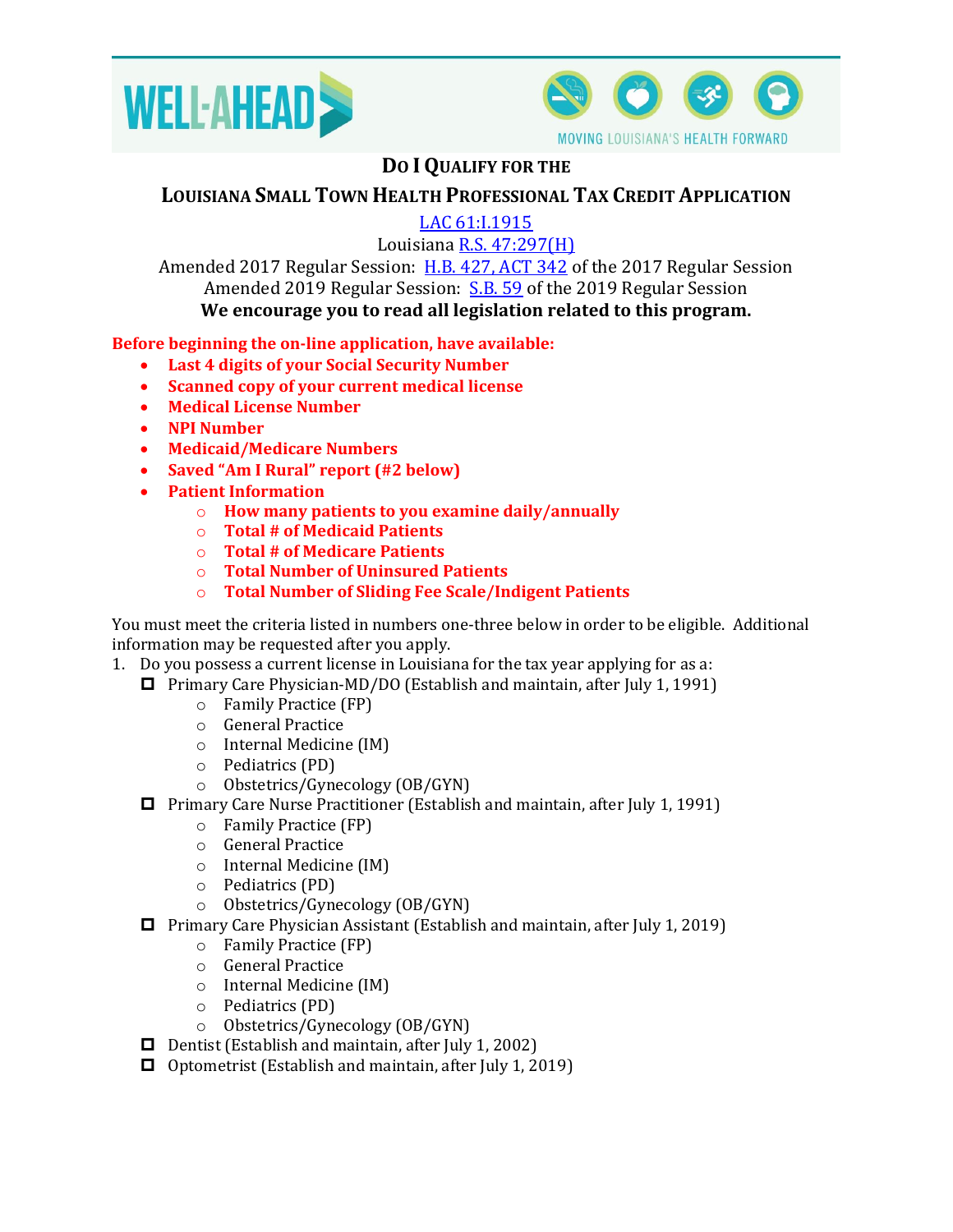# Do I Qualify for the Louisiana Small Town Health Professional Tax Credit Application

LAC 61:I.1915

Louisiana R.S. 47:297(H)

Amended 2017 Regular Session: H.B. 427, ACT 342 of the 2017 Regular Session

Amended 2019 Regular Session: S.B. 59 of the 2019 Regular Session

**We encourage you to read all legislation related to this program.**

**Before beginning the on-line application, have available:**

- **Last 4 digits of your Social Security Number**
- **Scanned copy of your current medical license**
- **Medical License Number**
- **NPI Number**
- **Medicaid/Medicare Numbers**
- **Saved "Am I Rural" report (#2 below)**
- **Patient Information**
  - **How many patients to you examine daily/annually**
  - **Total # of Medicaid Patients**
  - **Total # of Medicare Patients**
  - **Total Number of Uninsured Patients**
  - **Total Number of Sliding Fee Scale/Indigent Patients**

You must meet the criteria listed in numbers one-three below in order to be eligible. Additional information may be requested after you apply.

1. Do you possess a current license in Louisiana for the tax year applying for as a:
   - ☐ Primary Care Physician-MD/DO (Establish and maintain, after July 1, 1991)
     - Family Practice (FP)
     - General Practice
     - Internal Medicine (IM)
     - Pediatrics (PD)
     - Obstetrics/Gynecology (OB/GYN)
   - ☐ Primary Care Nurse Practitioner (Establish and maintain, after July 1, 1991)
     - Family Practice (FP)
     - General Practice
     - Internal Medicine (IM)
     - Pediatrics (PD)
     - Obstetrics/Gynecology (OB/GYN)
   - ☐ Primary Care Physician Assistant (Establish and maintain, after July 1, 2019)
     - Family Practice (FP)
     - General Practice
     - Internal Medicine (IM)
     - Pediatrics (PD)
     - Obstetrics/Gynecology (OB/GYN)
   - ☐ Dentist (Establish and maintain, after July 1, 2002)
   - ☐ Optometrist (Establish and maintain, after July 1, 2019)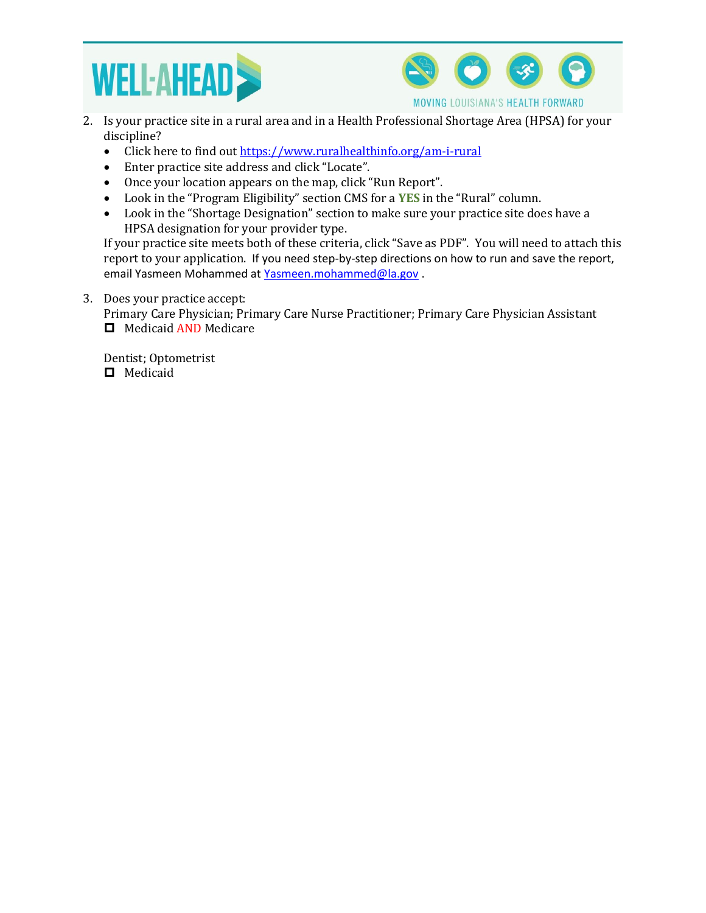2. Is your practice site in a rural area and in a Health Professional Shortage Area (HPSA) for your discipline?
   - Click here to find out https://www.ruralhealthinfo.org/am-i-rural
   - Enter practice site address and click "Locate".
   - Once your location appears on the map, click "Run Report".
   - Look in the "Program Eligibility" section CMS for a **YES** in the "Rural" column.
   - Look in the "Shortage Designation" section to make sure your practice site does have a HPSA designation for your provider type.

   If your practice site meets both of these criteria, click "Save as PDF". You will need to attach this report to your application. If you need step-by-step directions on how to run and save the report, email Yasmeen Mohammed at Yasmeen.mohammed@la.gov .

3. Does your practice accept:

   Primary Care Physician; Primary Care Nurse Practitioner; Primary Care Physician Assistant

   ☐ Medicaid AND Medicare

   Dentist; Optometrist

   ☐ Medicaid